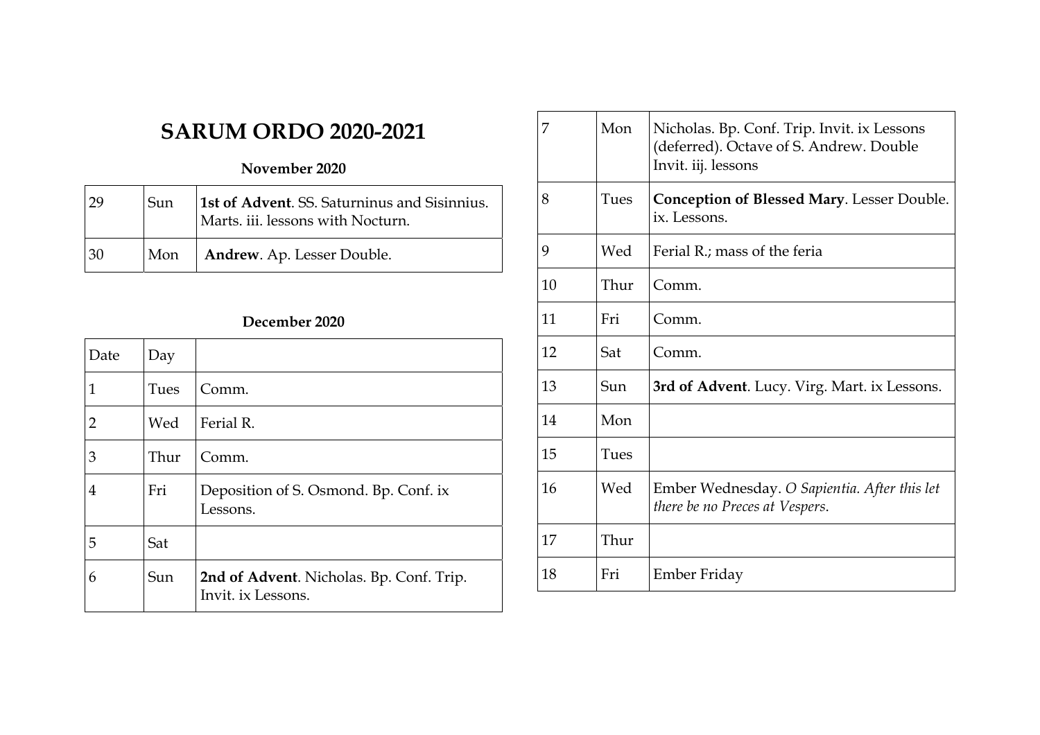# SARUM ORDO 2020-2021

### November 2020

| | | |
|---|---|---|
| 29 | Sun | **1st of Advent**. SS. Saturninus and Sisinnius. Marts. iii. lessons with Nocturn. |
| 30 | Mon | **Andrew**. Ap. Lesser Double. |

### December 2020

| Date | Day | |
|---|---|---|
| 1 | Tues | Comm. |
| 2 | Wed | Ferial R. |
| 3 | Thur | Comm. |
| 4 | Fri | Deposition of S. Osmond. Bp. Conf. ix Lessons. |
| 5 | Sat | |
| 6 | Sun | **2nd of Advent**. Nicholas. Bp. Conf. Trip. Invit. ix Lessons. |
| 7 | Mon | Nicholas. Bp. Conf. Trip. Invit. ix Lessons (deferred). Octave of S. Andrew. Double Invit. iij. lessons |
| 8 | Tues | **Conception of Blessed Mary**. Lesser Double. ix. Lessons. |
| 9 | Wed | Ferial R.; mass of the feria |
| 10 | Thur | Comm. |
| 11 | Fri | Comm. |
| 12 | Sat | Comm. |
| 13 | Sun | **3rd of Advent**. Lucy. Virg. Mart. ix Lessons. |
| 14 | Mon | |
| 15 | Tues | |
| 16 | Wed | Ember Wednesday. *O Sapientia. After this let there be no Preces at Vespers*. |
| 17 | Thur | |
| 18 | Fri | Ember Friday |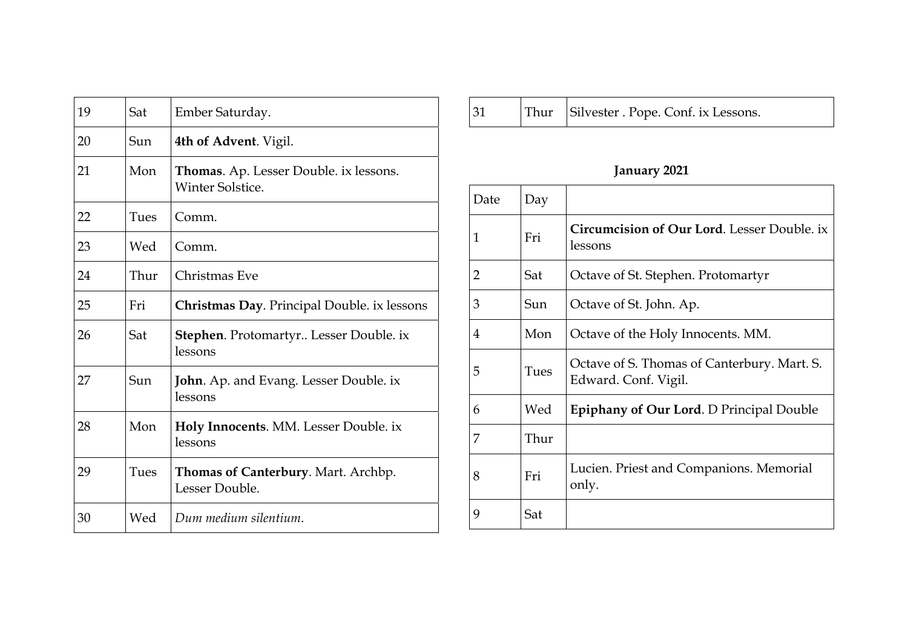| | | |
|---|---|---|
| 19 | Sat | Ember Saturday. |
| 20 | Sun | **4th of Advent**. Vigil. |
| 21 | Mon | **Thomas**. Ap. Lesser Double. ix lessons. Winter Solstice. |
| 22 | Tues | Comm. |
| 23 | Wed | Comm. |
| 24 | Thur | Christmas Eve |
| 25 | Fri | **Christmas Day**. Principal Double. ix lessons |
| 26 | Sat | **Stephen**. Protomartyr.. Lesser Double. ix lessons |
| 27 | Sun | **John**. Ap. and Evang. Lesser Double. ix lessons |
| 28 | Mon | **Holy Innocents**. MM. Lesser Double. ix lessons |
| 29 | Tues | **Thomas of Canterbury**. Mart. Archbp. Lesser Double. |
| 30 | Wed | *Dum medium silentium*. |
| 31 | Thur | Silvester . Pope. Conf. ix Lessons. |

**January 2021**

| Date | Day | |
|---|---|---|
| 1 | Fri | **Circumcision of Our Lord**. Lesser Double. ix lessons |
| 2 | Sat | Octave of St. Stephen. Protomartyr |
| 3 | Sun | Octave of St. John. Ap. |
| 4 | Mon | Octave of the Holy Innocents. MM. |
| 5 | Tues | Octave of S. Thomas of Canterbury. Mart. S. Edward. Conf. Vigil. |
| 6 | Wed | **Epiphany of Our Lord**. D Principal Double |
| 7 | Thur | |
| 8 | Fri | Lucien. Priest and Companions. Memorial only. |
| 9 | Sat | |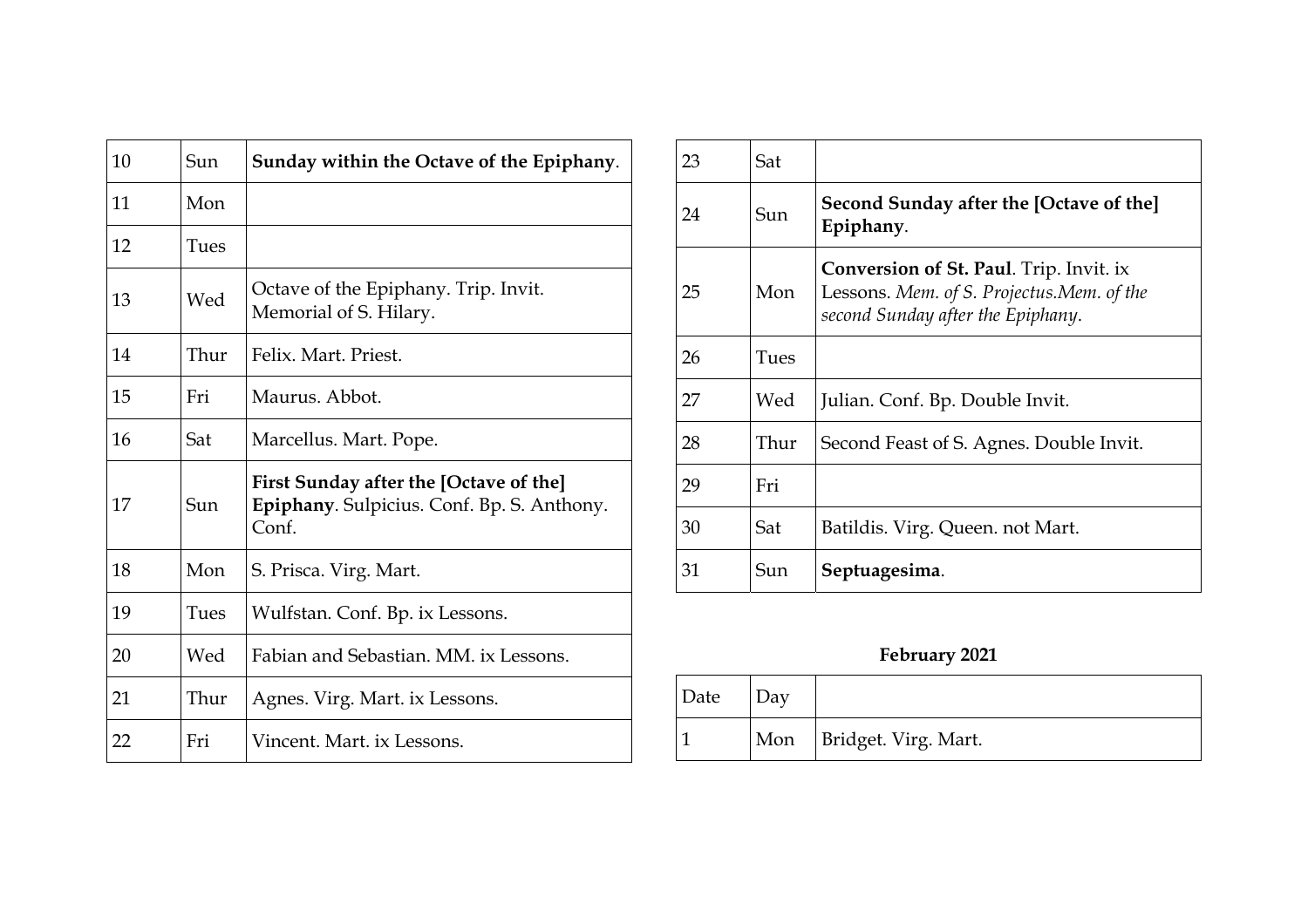| | | |
|---|---|---|
| 10 | Sun | **Sunday within the Octave of the Epiphany**. |
| 11 | Mon | |
| 12 | Tues | |
| 13 | Wed | Octave of the Epiphany. Trip. Invit. Memorial of S. Hilary. |
| 14 | Thur | Felix. Mart. Priest. |
| 15 | Fri | Maurus. Abbot. |
| 16 | Sat | Marcellus. Mart. Pope. |
| 17 | Sun | **First Sunday after the [Octave of the] Epiphany**. Sulpicius. Conf. Bp. S. Anthony. Conf. |
| 18 | Mon | S. Prisca. Virg. Mart. |
| 19 | Tues | Wulfstan. Conf. Bp. ix Lessons. |
| 20 | Wed | Fabian and Sebastian. MM. ix Lessons. |
| 21 | Thur | Agnes. Virg. Mart. ix Lessons. |
| 22 | Fri | Vincent. Mart. ix Lessons. |
| 23 | Sat | |
| 24 | Sun | **Second Sunday after the [Octave of the] Epiphany**. |
| 25 | Mon | **Conversion of St. Paul**. Trip. Invit. ix Lessons. *Mem. of S. Projectus.Mem. of the second Sunday after the Epiphany*. |
| 26 | Tues | |
| 27 | Wed | Julian. Conf. Bp. Double Invit. |
| 28 | Thur | Second Feast of S. Agnes. Double Invit. |
| 29 | Fri | |
| 30 | Sat | Batildis. Virg. Queen. not Mart. |
| 31 | Sun | **Septuagesima**. |

**February 2021**

| Date | Day | |
|---|---|---|
| 1 | Mon | Bridget. Virg. Mart. |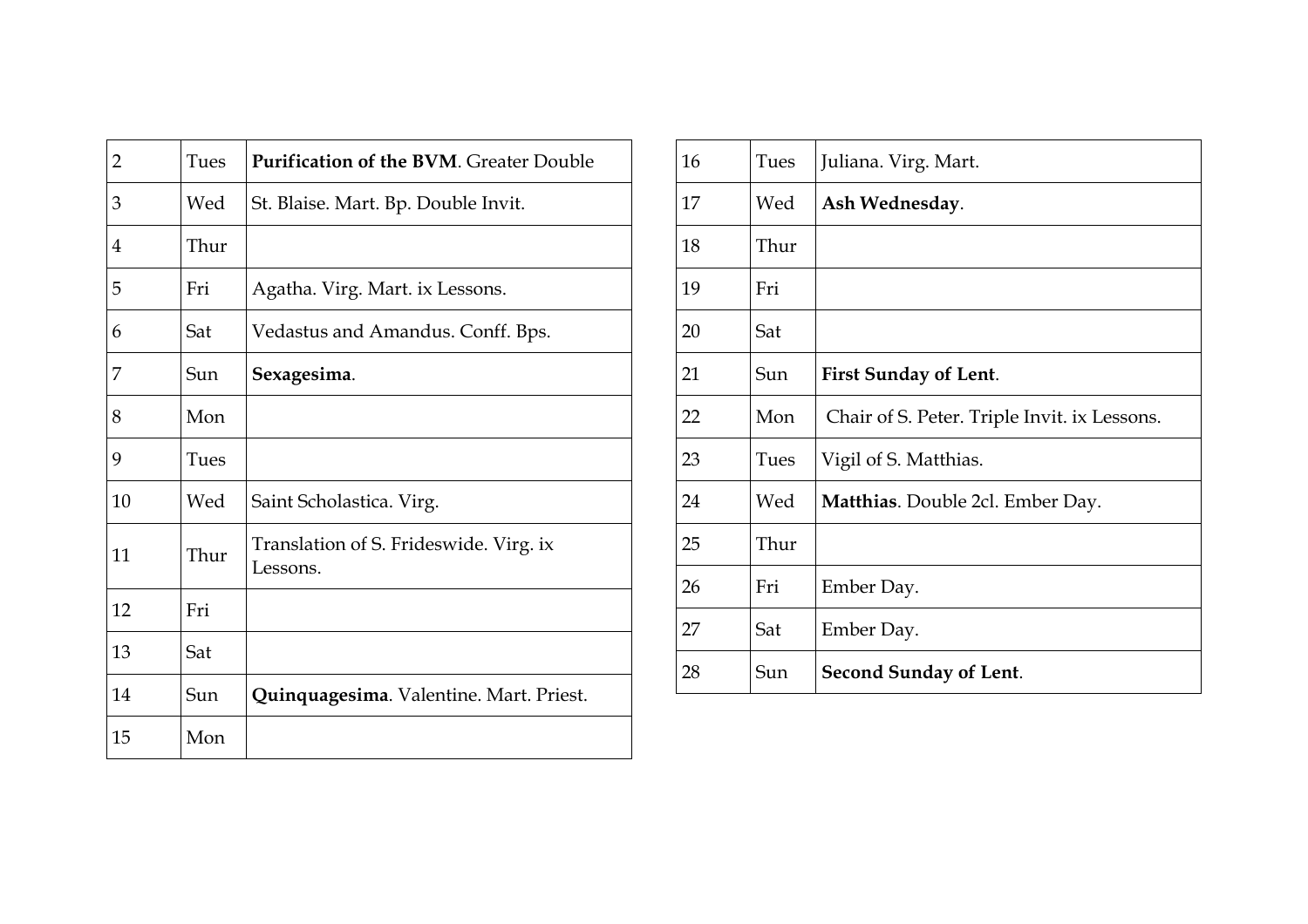| 2 | Tues | **Purification of the BVM**. Greater Double |
|---|---|---|
| 3 | Wed | St. Blaise. Mart. Bp. Double Invit. |
| 4 | Thur | |
| 5 | Fri | Agatha. Virg. Mart. ix Lessons. |
| 6 | Sat | Vedastus and Amandus. Conff. Bps. |
| 7 | Sun | **Sexagesima**. |
| 8 | Mon | |
| 9 | Tues | |
| 10 | Wed | Saint Scholastica. Virg. |
| 11 | Thur | Translation of S. Frideswide. Virg. ix Lessons. |
| 12 | Fri | |
| 13 | Sat | |
| 14 | Sun | **Quinquagesima**. Valentine. Mart. Priest. |
| 15 | Mon | |

| 16 | Tues | Juliana. Virg. Mart. |
|---|---|---|
| 17 | Wed | **Ash Wednesday**. |
| 18 | Thur | |
| 19 | Fri | |
| 20 | Sat | |
| 21 | Sun | **First Sunday of Lent**. |
| 22 | Mon | Chair of S. Peter. Triple Invit. ix Lessons. |
| 23 | Tues | Vigil of S. Matthias. |
| 24 | Wed | **Matthias**. Double 2cl. Ember Day. |
| 25 | Thur | |
| 26 | Fri | Ember Day. |
| 27 | Sat | Ember Day. |
| 28 | Sun | **Second Sunday of Lent**. |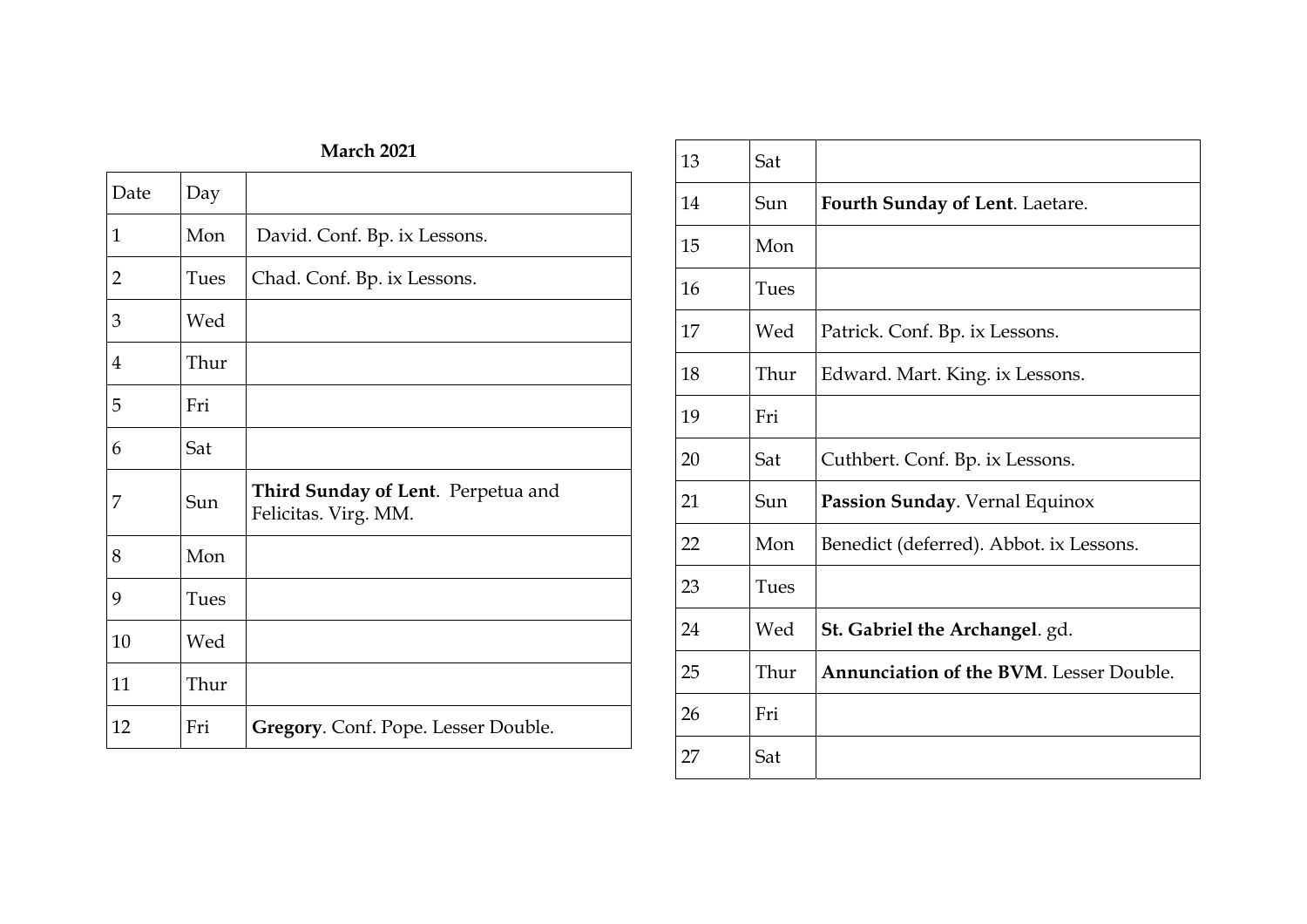**March 2021**

| Date | Day | |
|---|---|---|
| 1 | Mon | David. Conf. Bp. ix Lessons. |
| 2 | Tues | Chad. Conf. Bp. ix Lessons. |
| 3 | Wed | |
| 4 | Thur | |
| 5 | Fri | |
| 6 | Sat | |
| 7 | Sun | **Third Sunday of Lent**. Perpetua and Felicitas. Virg. MM. |
| 8 | Mon | |
| 9 | Tues | |
| 10 | Wed | |
| 11 | Thur | |
| 12 | Fri | **Gregory**. Conf. Pope. Lesser Double. |
| 13 | Sat | |
| 14 | Sun | **Fourth Sunday of Lent**. Laetare. |
| 15 | Mon | |
| 16 | Tues | |
| 17 | Wed | Patrick. Conf. Bp. ix Lessons. |
| 18 | Thur | Edward. Mart. King. ix Lessons. |
| 19 | Fri | |
| 20 | Sat | Cuthbert. Conf. Bp. ix Lessons. |
| 21 | Sun | **Passion Sunday**. Vernal Equinox |
| 22 | Mon | Benedict (deferred). Abbot. ix Lessons. |
| 23 | Tues | |
| 24 | Wed | **St. Gabriel the Archangel**. gd. |
| 25 | Thur | **Annunciation of the BVM**. Lesser Double. |
| 26 | Fri | |
| 27 | Sat | |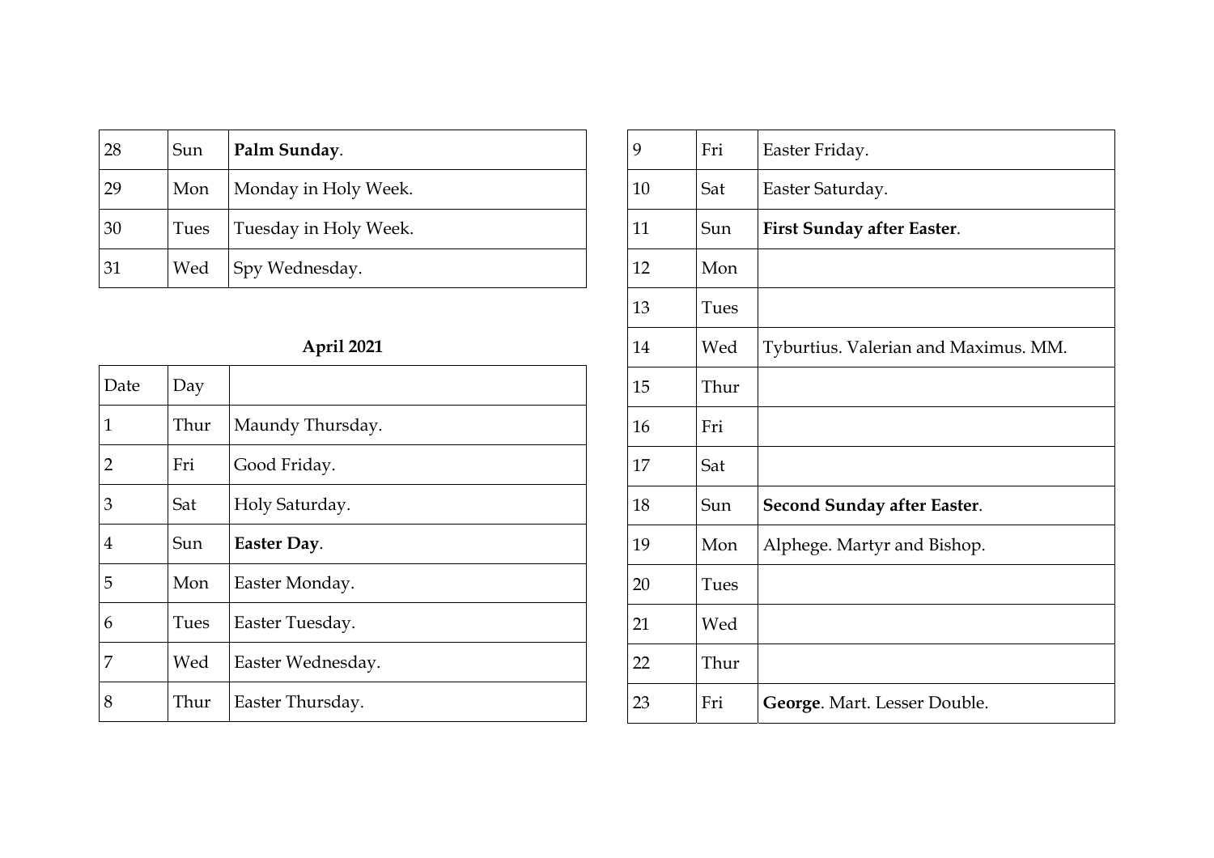| | | |
|---|---|---|
| 28 | Sun | **Palm Sunday**. |
| 29 | Mon | Monday in Holy Week. |
| 30 | Tues | Tuesday in Holy Week. |
| 31 | Wed | Spy Wednesday. |

**April 2021**

| Date | Day | |
|---|---|---|
| 1 | Thur | Maundy Thursday. |
| 2 | Fri | Good Friday. |
| 3 | Sat | Holy Saturday. |
| 4 | Sun | **Easter Day**. |
| 5 | Mon | Easter Monday. |
| 6 | Tues | Easter Tuesday. |
| 7 | Wed | Easter Wednesday. |
| 8 | Thur | Easter Thursday. |
| 9 | Fri | Easter Friday. |
| 10 | Sat | Easter Saturday. |
| 11 | Sun | **First Sunday after Easter**. |
| 12 | Mon | |
| 13 | Tues | |
| 14 | Wed | Tyburtius. Valerian and Maximus. MM. |
| 15 | Thur | |
| 16 | Fri | |
| 17 | Sat | |
| 18 | Sun | **Second Sunday after Easter**. |
| 19 | Mon | Alphege. Martyr and Bishop. |
| 20 | Tues | |
| 21 | Wed | |
| 22 | Thur | |
| 23 | Fri | **George**. Mart. Lesser Double. |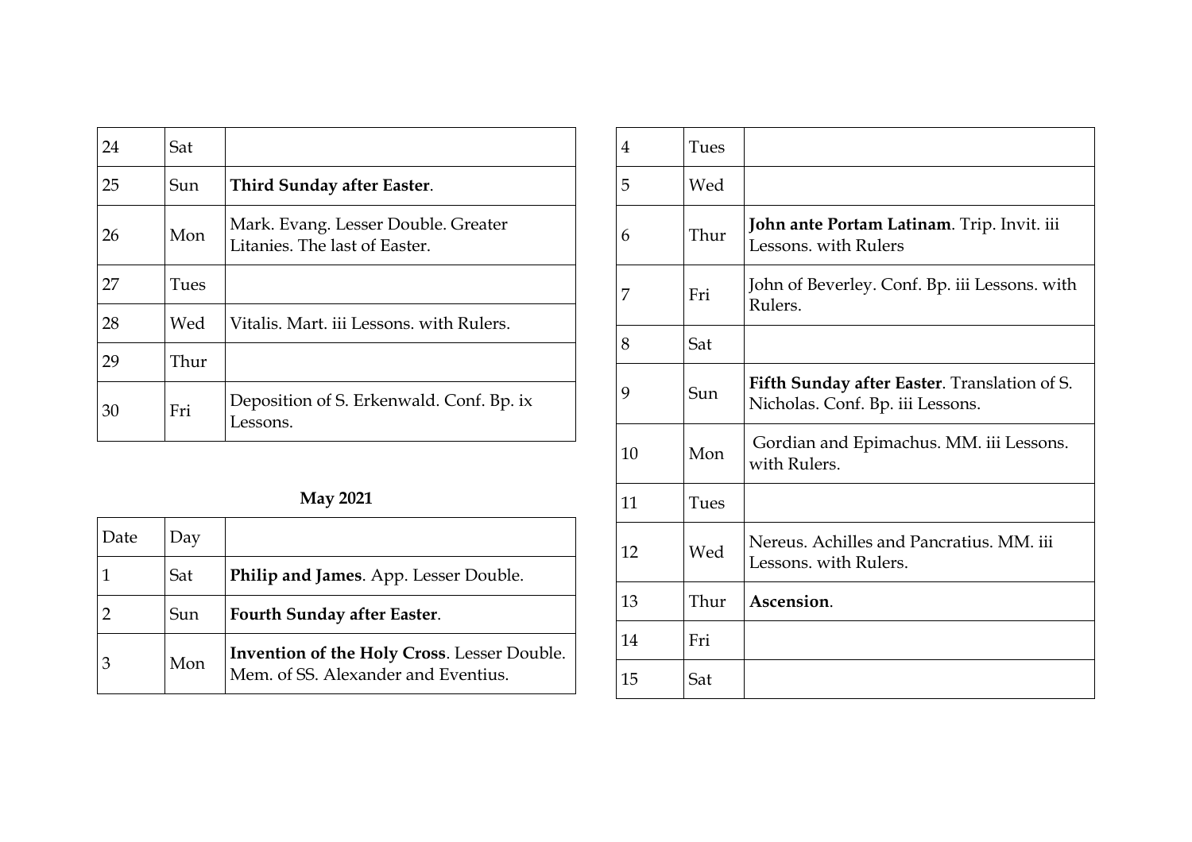| | | |
|---|---|---|
| 24 | Sat | |
| 25 | Sun | **Third Sunday after Easter**. |
| 26 | Mon | Mark. Evang. Lesser Double. Greater Litanies. The last of Easter. |
| 27 | Tues | |
| 28 | Wed | Vitalis. Mart. iii Lessons. with Rulers. |
| 29 | Thur | |
| 30 | Fri | Deposition of S. Erkenwald. Conf. Bp. ix Lessons. |

**May 2021**

| Date | Day | |
|---|---|---|
| 1 | Sat | **Philip and James**. App. Lesser Double. |
| 2 | Sun | **Fourth Sunday after Easter**. |
| 3 | Mon | **Invention of the Holy Cross**. Lesser Double. Mem. of SS. Alexander and Eventius. |
| 4 | Tues | |
| 5 | Wed | |
| 6 | Thur | **John ante Portam Latinam**. Trip. Invit. iii Lessons. with Rulers |
| 7 | Fri | John of Beverley. Conf. Bp. iii Lessons. with Rulers. |
| 8 | Sat | |
| 9 | Sun | **Fifth Sunday after Easter**. Translation of S. Nicholas. Conf. Bp. iii Lessons. |
| 10 | Mon | Gordian and Epimachus. MM. iii Lessons. with Rulers. |
| 11 | Tues | |
| 12 | Wed | Nereus. Achilles and Pancratius. MM. iii Lessons. with Rulers. |
| 13 | Thur | **Ascension**. |
| 14 | Fri | |
| 15 | Sat | |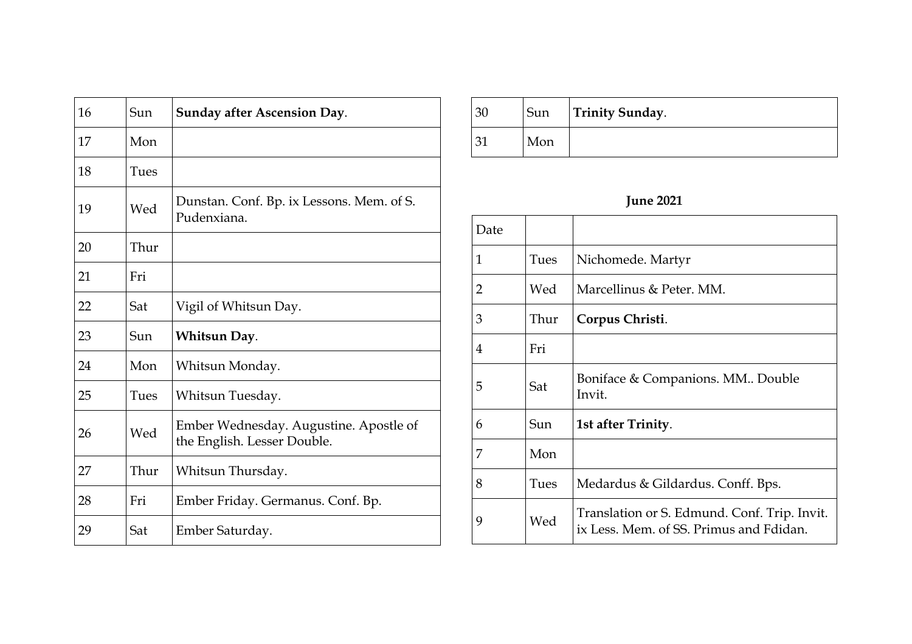| 16 | Sun | **Sunday after Ascension Day**. |
|---|---|---|
| 17 | Mon | |
| 18 | Tues | |
| 19 | Wed | Dunstan. Conf. Bp. ix Lessons. Mem. of S. Pudenxiana. |
| 20 | Thur | |
| 21 | Fri | |
| 22 | Sat | Vigil of Whitsun Day. |
| 23 | Sun | **Whitsun Day**. |
| 24 | Mon | Whitsun Monday. |
| 25 | Tues | Whitsun Tuesday. |
| 26 | Wed | Ember Wednesday. Augustine. Apostle of the English. Lesser Double. |
| 27 | Thur | Whitsun Thursday. |
| 28 | Fri | Ember Friday. Germanus. Conf. Bp. |
| 29 | Sat | Ember Saturday. |
| 30 | Sun | **Trinity Sunday**. |
| 31 | Mon | |

**June 2021**

| Date | | |
|---|---|---|
| 1 | Tues | Nichomede. Martyr |
| 2 | Wed | Marcellinus & Peter. MM. |
| 3 | Thur | **Corpus Christi**. |
| 4 | Fri | |
| 5 | Sat | Boniface & Companions. MM.. Double Invit. |
| 6 | Sun | **1st after Trinity**. |
| 7 | Mon | |
| 8 | Tues | Medardus & Gildardus. Conff. Bps. |
| 9 | Wed | Translation or S. Edmund. Conf. Trip. Invit. ix Less. Mem. of SS. Primus and Fdidan. |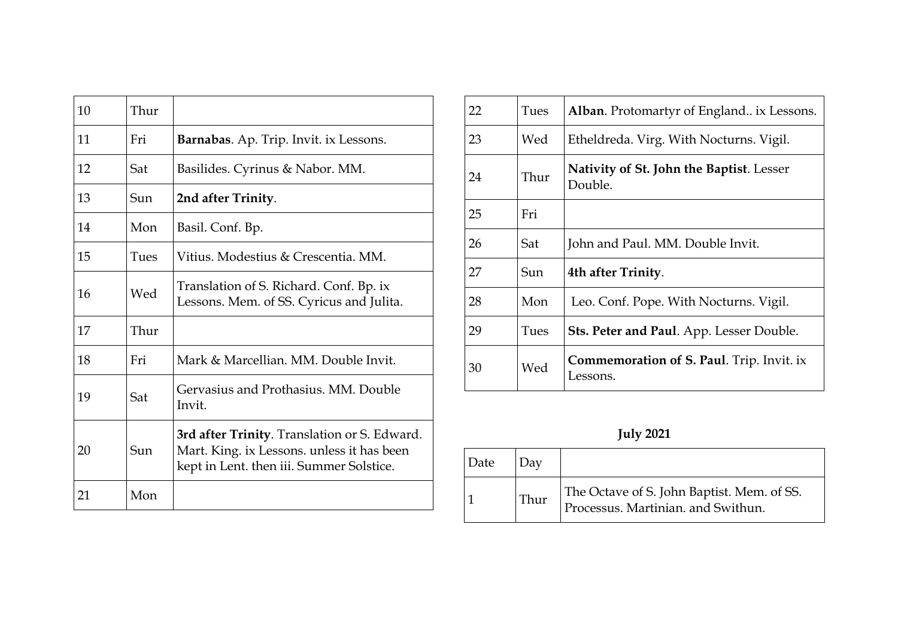| 10 | Thur | |
|---|---|---|
| 11 | Fri | **Barnabas**. Ap. Trip. Invit. ix Lessons. |
| 12 | Sat | Basilides. Cyrinus & Nabor. MM. |
| 13 | Sun | **2nd after Trinity**. |
| 14 | Mon | Basil. Conf. Bp. |
| 15 | Tues | Vitius. Modestius & Crescentia. MM. |
| 16 | Wed | Translation of S. Richard. Conf. Bp. ix Lessons. Mem. of SS. Cyricus and Julita. |
| 17 | Thur | |
| 18 | Fri | Mark & Marcellian. MM. Double Invit. |
| 19 | Sat | Gervasius and Prothasius. MM. Double Invit. |
| 20 | Sun | **3rd after Trinity**. Translation or S. Edward. Mart. King. ix Lessons. unless it has been kept in Lent. then iii. Summer Solstice. |
| 21 | Mon | |
| 22 | Tues | **Alban**. Protomartyr of England.. ix Lessons. |
| 23 | Wed | Etheldreda. Virg. With Nocturns. Vigil. |
| 24 | Thur | **Nativity of St. John the Baptist**. Lesser Double. |
| 25 | Fri | |
| 26 | Sat | John and Paul. MM. Double Invit. |
| 27 | Sun | **4th after Trinity**. |
| 28 | Mon | Leo. Conf. Pope. With Nocturns. Vigil. |
| 29 | Tues | **Sts. Peter and Paul**. App. Lesser Double. |
| 30 | Wed | **Commemoration of S. Paul**. Trip. Invit. ix Lessons. |

## July 2021

| Date | Day | |
|---|---|---|
| 1 | Thur | The Octave of S. John Baptist. Mem. of SS. Processus. Martinian. and Swithun. |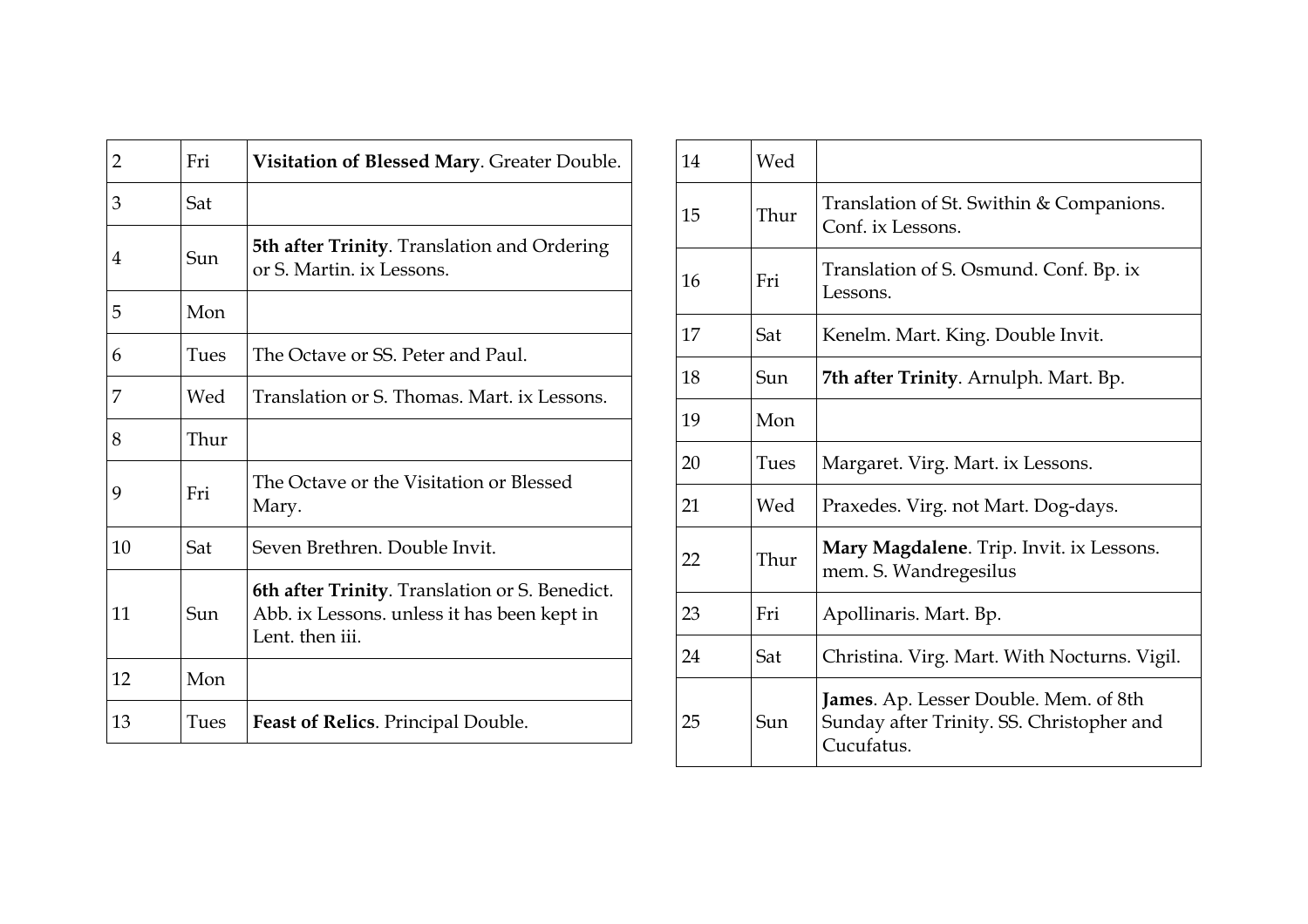| 2 | Fri | **Visitation of Blessed Mary**. Greater Double. |
|---|---|---|
| 3 | Sat | |
| 4 | Sun | **5th after Trinity**. Translation and Ordering or S. Martin. ix Lessons. |
| 5 | Mon | |
| 6 | Tues | The Octave or SS. Peter and Paul. |
| 7 | Wed | Translation or S. Thomas. Mart. ix Lessons. |
| 8 | Thur | |
| 9 | Fri | The Octave or the Visitation or Blessed Mary. |
| 10 | Sat | Seven Brethren. Double Invit. |
| 11 | Sun | **6th after Trinity**. Translation or S. Benedict. Abb. ix Lessons. unless it has been kept in Lent. then iii. |
| 12 | Mon | |
| 13 | Tues | **Feast of Relics**. Principal Double. |
| 14 | Wed | |
| 15 | Thur | Translation of St. Swithin & Companions. Conf. ix Lessons. |
| 16 | Fri | Translation of S. Osmund. Conf. Bp. ix Lessons. |
| 17 | Sat | Kenelm. Mart. King. Double Invit. |
| 18 | Sun | **7th after Trinity**. Arnulph. Mart. Bp. |
| 19 | Mon | |
| 20 | Tues | Margaret. Virg. Mart. ix Lessons. |
| 21 | Wed | Praxedes. Virg. not Mart. Dog-days. |
| 22 | Thur | **Mary Magdalene**. Trip. Invit. ix Lessons. mem. S. Wandregesilus |
| 23 | Fri | Apollinaris. Mart. Bp. |
| 24 | Sat | Christina. Virg. Mart. With Nocturns. Vigil. |
| 25 | Sun | **James**. Ap. Lesser Double. Mem. of 8th Sunday after Trinity. SS. Christopher and Cucufatus. |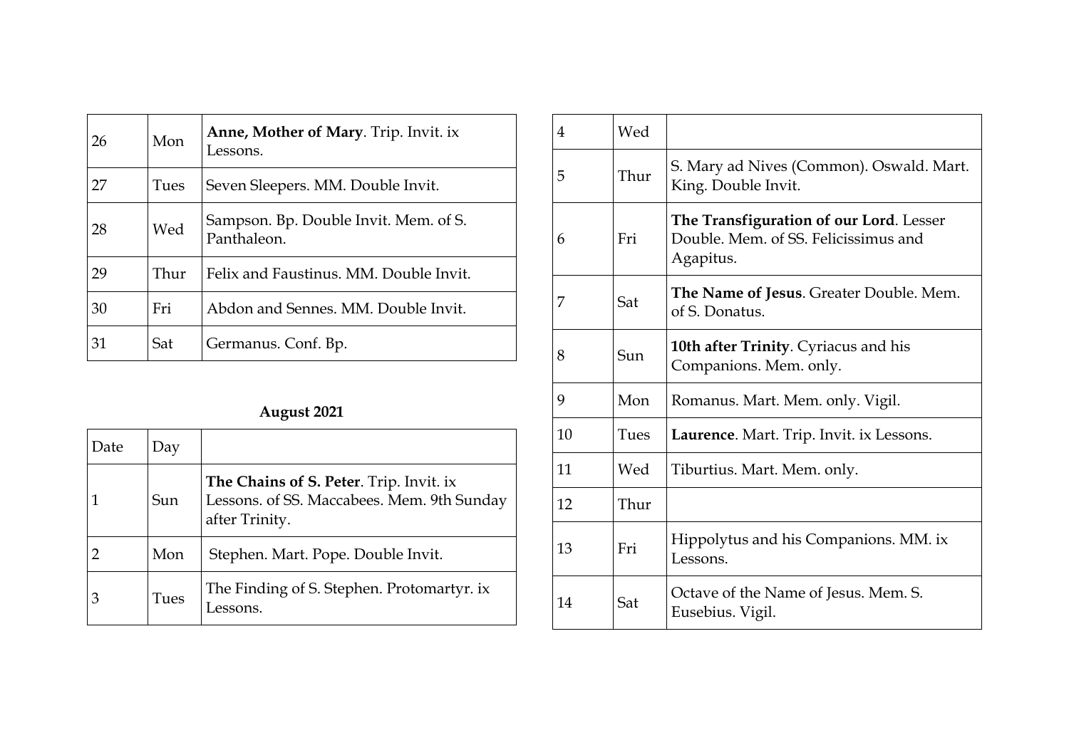| | | |
|---|---|---|
| 26 | Mon | **Anne, Mother of Mary**. Trip. Invit. ix Lessons. |
| 27 | Tues | Seven Sleepers. MM. Double Invit. |
| 28 | Wed | Sampson. Bp. Double Invit. Mem. of S. Panthaleon. |
| 29 | Thur | Felix and Faustinus. MM. Double Invit. |
| 30 | Fri | Abdon and Sennes. MM. Double Invit. |
| 31 | Sat | Germanus. Conf. Bp. |

**August 2021**

| Date | Day | |
|---|---|---|
| 1 | Sun | **The Chains of S. Peter**. Trip. Invit. ix Lessons. of SS. Maccabees. Mem. 9th Sunday after Trinity. |
| 2 | Mon | Stephen. Mart. Pope. Double Invit. |
| 3 | Tues | The Finding of S. Stephen. Protomartyr. ix Lessons. |
| 4 | Wed | |
| 5 | Thur | S. Mary ad Nives (Common). Oswald. Mart. King. Double Invit. |
| 6 | Fri | **The Transfiguration of our Lord**. Lesser Double. Mem. of SS. Felicissimus and Agapitus. |
| 7 | Sat | **The Name of Jesus**. Greater Double. Mem. of S. Donatus. |
| 8 | Sun | **10th after Trinity**. Cyriacus and his Companions. Mem. only. |
| 9 | Mon | Romanus. Mart. Mem. only. Vigil. |
| 10 | Tues | **Laurence**. Mart. Trip. Invit. ix Lessons. |
| 11 | Wed | Tiburtius. Mart. Mem. only. |
| 12 | Thur | |
| 13 | Fri | Hippolytus and his Companions. MM. ix Lessons. |
| 14 | Sat | Octave of the Name of Jesus. Mem. S. Eusebius. Vigil. |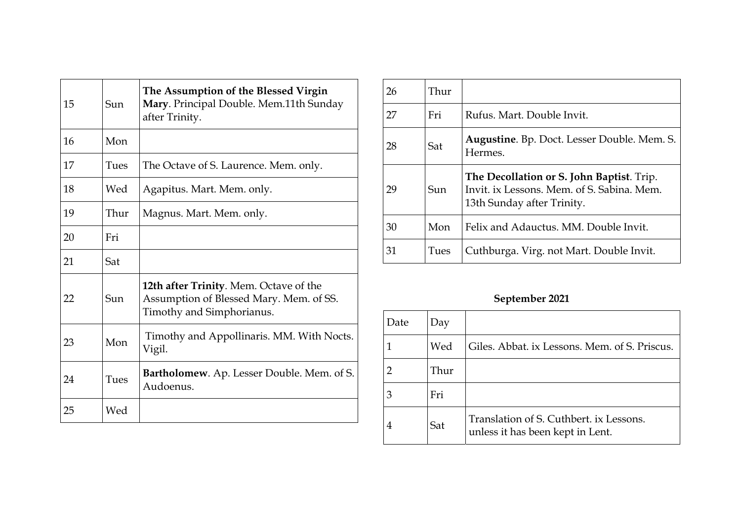| | | |
|---|---|---|
| 15 | Sun | **The Assumption of the Blessed Virgin Mary**. Principal Double. Mem.11th Sunday after Trinity. |
| 16 | Mon | |
| 17 | Tues | The Octave of S. Laurence. Mem. only. |
| 18 | Wed | Agapitus. Mart. Mem. only. |
| 19 | Thur | Magnus. Mart. Mem. only. |
| 20 | Fri | |
| 21 | Sat | |
| 22 | Sun | **12th after Trinity**. Mem. Octave of the Assumption of Blessed Mary. Mem. of SS. Timothy and Simphorianus. |
| 23 | Mon | Timothy and Appollinaris. MM. With Nocts. Vigil. |
| 24 | Tues | **Bartholomew**. Ap. Lesser Double. Mem. of S. Audoenus. |
| 25 | Wed | |
| 26 | Thur | |
| 27 | Fri | Rufus. Mart. Double Invit. |
| 28 | Sat | **Augustine**. Bp. Doct. Lesser Double. Mem. S. Hermes. |
| 29 | Sun | **The Decollation or S. John Baptist**. Trip. Invit. ix Lessons. Mem. of S. Sabina. Mem. 13th Sunday after Trinity. |
| 30 | Mon | Felix and Adauctus. MM. Double Invit. |
| 31 | Tues | Cuthburga. Virg. not Mart. Double Invit. |

**September 2021**

| Date | Day | |
|---|---|---|
| 1 | Wed | Giles. Abbat. ix Lessons. Mem. of S. Priscus. |
| 2 | Thur | |
| 3 | Fri | |
| 4 | Sat | Translation of S. Cuthbert. ix Lessons. unless it has been kept in Lent. |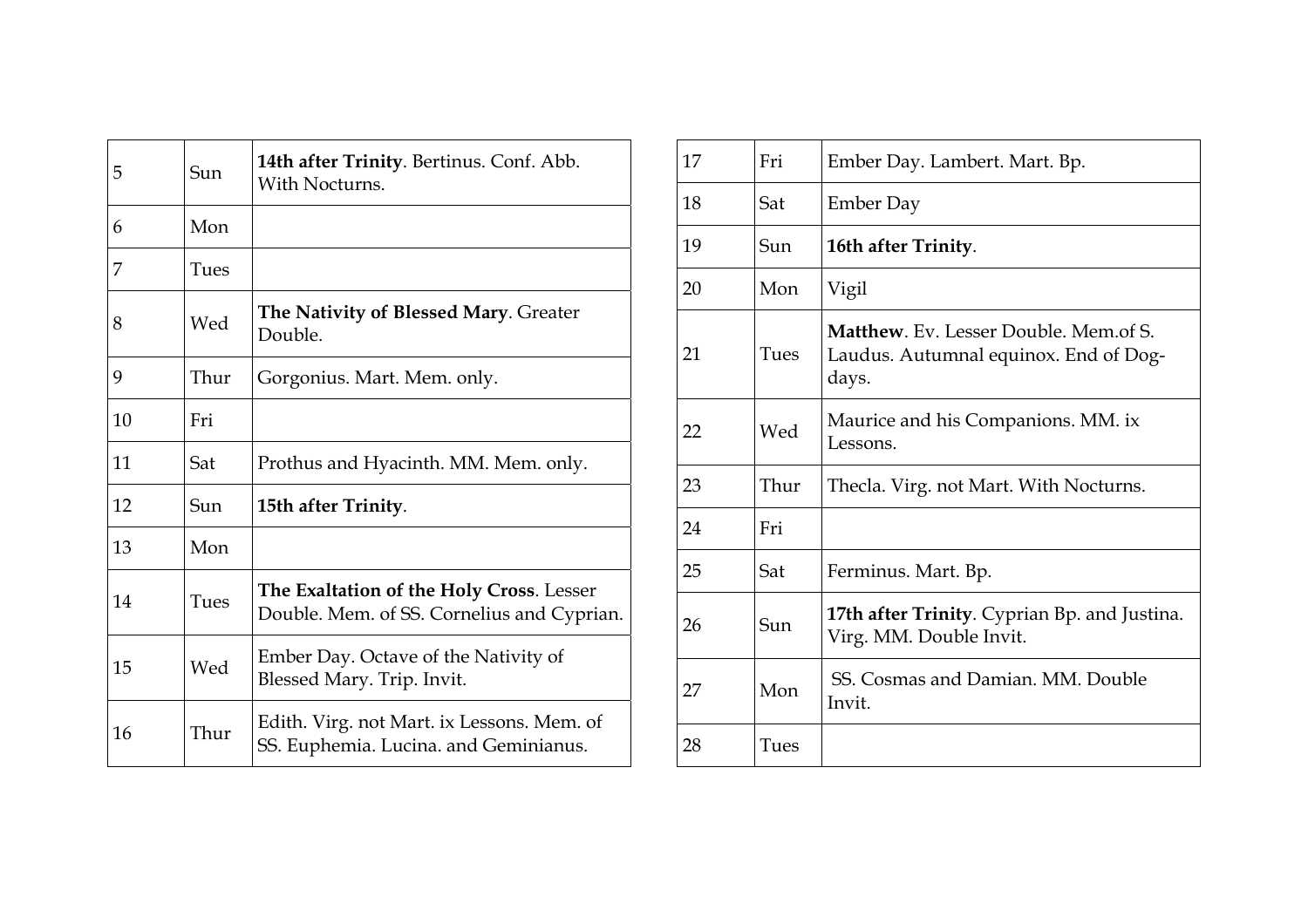| | | |
|---|---|---|
| 5 | Sun | **14th after Trinity**. Bertinus. Conf. Abb. With Nocturns. |
| 6 | Mon | |
| 7 | Tues | |
| 8 | Wed | **The Nativity of Blessed Mary**. Greater Double. |
| 9 | Thur | Gorgonius. Mart. Mem. only. |
| 10 | Fri | |
| 11 | Sat | Prothus and Hyacinth. MM. Mem. only. |
| 12 | Sun | **15th after Trinity**. |
| 13 | Mon | |
| 14 | Tues | **The Exaltation of the Holy Cross**. Lesser Double. Mem. of SS. Cornelius and Cyprian. |
| 15 | Wed | Ember Day. Octave of the Nativity of Blessed Mary. Trip. Invit. |
| 16 | Thur | Edith. Virg. not Mart. ix Lessons. Mem. of SS. Euphemia. Lucina. and Geminianus. |
| 17 | Fri | Ember Day. Lambert. Mart. Bp. |
| 18 | Sat | Ember Day |
| 19 | Sun | **16th after Trinity**. |
| 20 | Mon | Vigil |
| 21 | Tues | **Matthew**. Ev. Lesser Double. Mem.of S. Laudus. Autumnal equinox. End of Dog-days. |
| 22 | Wed | Maurice and his Companions. MM. ix Lessons. |
| 23 | Thur | Thecla. Virg. not Mart. With Nocturns. |
| 24 | Fri | |
| 25 | Sat | Ferminus. Mart. Bp. |
| 26 | Sun | **17th after Trinity**. Cyprian Bp. and Justina. Virg. MM. Double Invit. |
| 27 | Mon | SS. Cosmas and Damian. MM. Double Invit. |
| 28 | Tues | |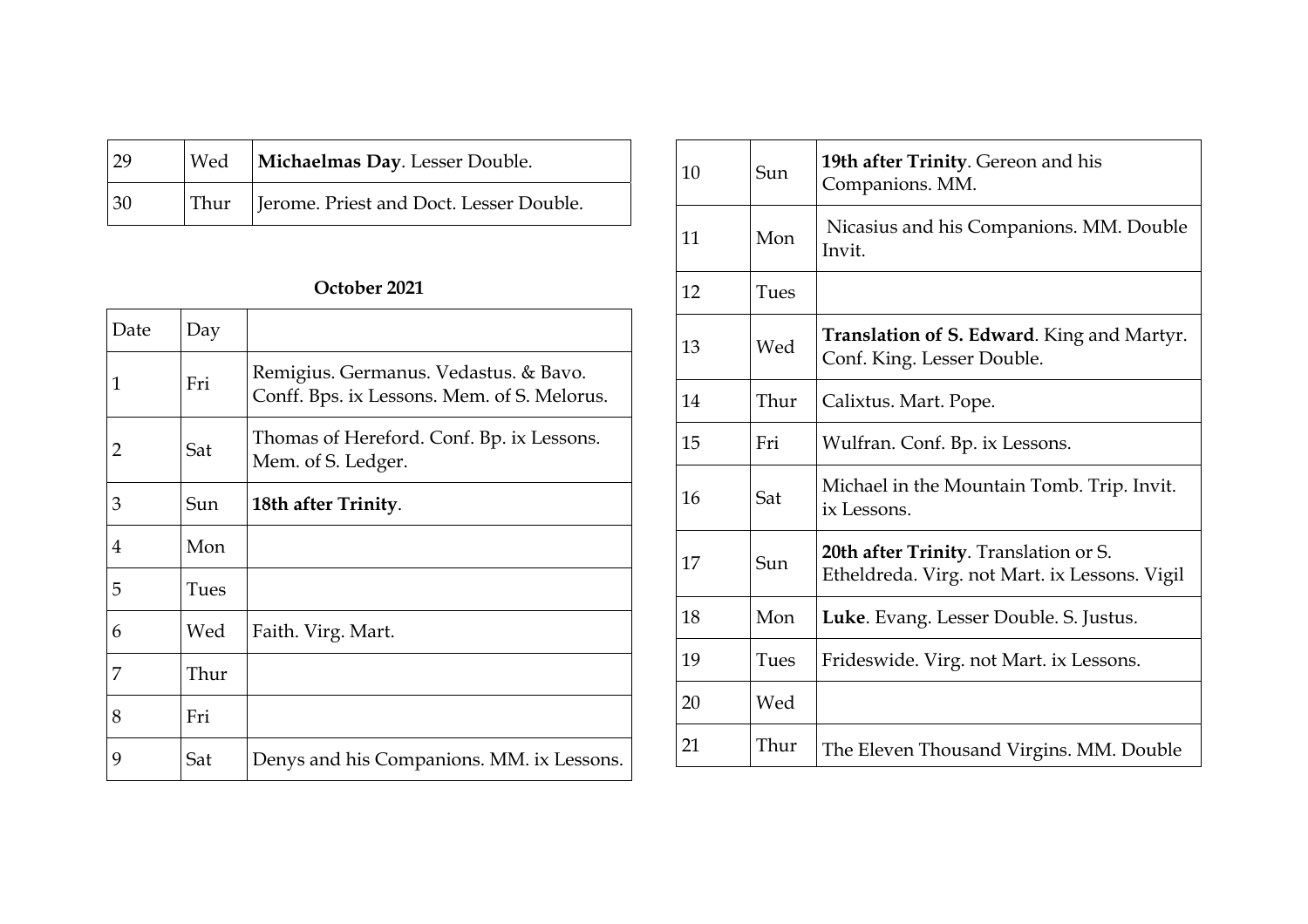| | | |
|---|---|---|
| 29 | Wed | **Michaelmas Day**. Lesser Double. |
| 30 | Thur | Jerome. Priest and Doct. Lesser Double. |

**October 2021**

| Date | Day | |
|---|---|---|
| 1 | Fri | Remigius. Germanus. Vedastus. & Bavo. Conff. Bps. ix Lessons. Mem. of S. Melorus. |
| 2 | Sat | Thomas of Hereford. Conf. Bp. ix Lessons. Mem. of S. Ledger. |
| 3 | Sun | **18th after Trinity**. |
| 4 | Mon | |
| 5 | Tues | |
| 6 | Wed | Faith. Virg. Mart. |
| 7 | Thur | |
| 8 | Fri | |
| 9 | Sat | Denys and his Companions. MM. ix Lessons. |
| 10 | Sun | **19th after Trinity**. Gereon and his Companions. MM. |
| 11 | Mon | Nicasius and his Companions. MM. Double Invit. |
| 12 | Tues | |
| 13 | Wed | **Translation of S. Edward**. King and Martyr. Conf. King. Lesser Double. |
| 14 | Thur | Calixtus. Mart. Pope. |
| 15 | Fri | Wulfran. Conf. Bp. ix Lessons. |
| 16 | Sat | Michael in the Mountain Tomb. Trip. Invit. ix Lessons. |
| 17 | Sun | **20th after Trinity**. Translation or S. Etheldreda. Virg. not Mart. ix Lessons. Vigil |
| 18 | Mon | **Luke**. Evang. Lesser Double. S. Justus. |
| 19 | Tues | Frideswide. Virg. not Mart. ix Lessons. |
| 20 | Wed | |
| 21 | Thur | The Eleven Thousand Virgins. MM. Double |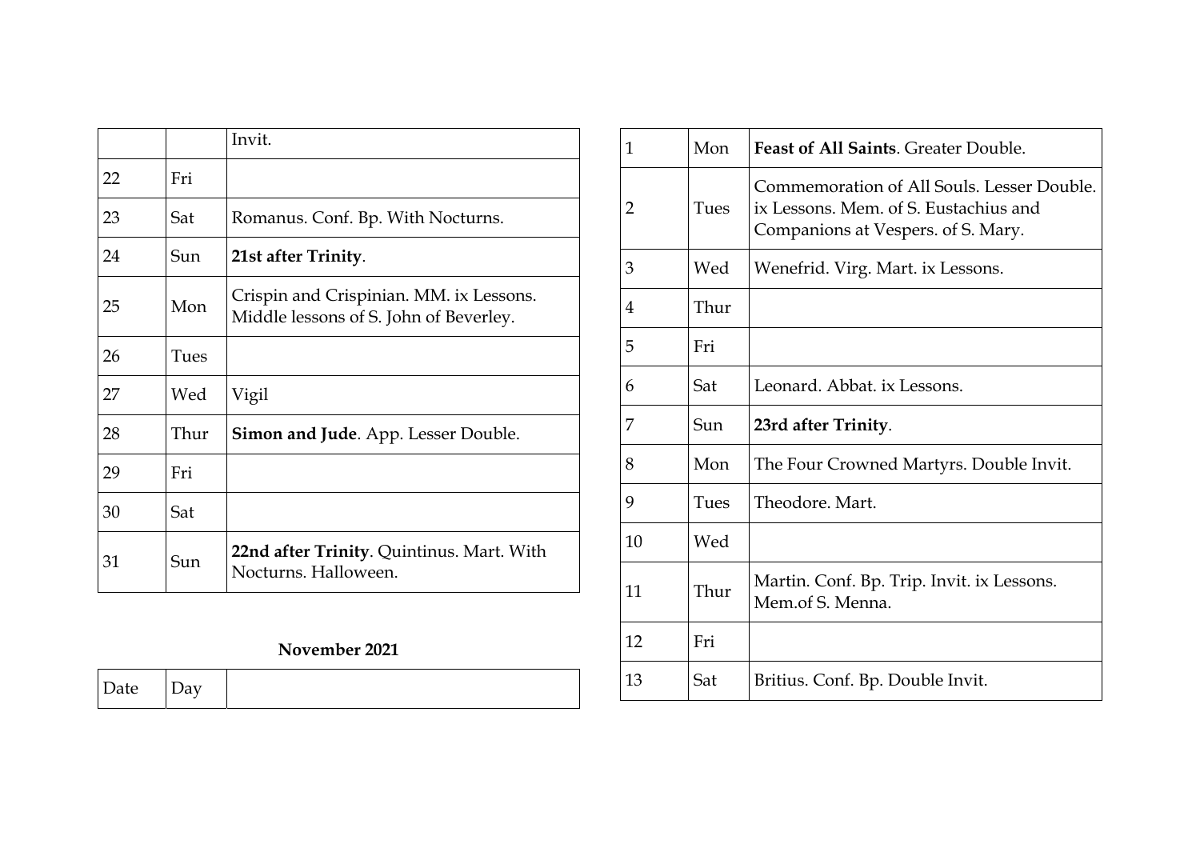| | | |
|---|---|---|
| | | Invit. |
| 22 | Fri | |
| 23 | Sat | Romanus. Conf. Bp. With Nocturns. |
| 24 | Sun | **21st after Trinity**. |
| 25 | Mon | Crispin and Crispinian. MM. ix Lessons. Middle lessons of S. John of Beverley. |
| 26 | Tues | |
| 27 | Wed | Vigil |
| 28 | Thur | **Simon and Jude**. App. Lesser Double. |
| 29 | Fri | |
| 30 | Sat | |
| 31 | Sun | **22nd after Trinity**. Quintinus. Mart. With Nocturns. Halloween. |

**November 2021**

| Date | Day | |
|---|---|---|
| 1 | Mon | **Feast of All Saints**. Greater Double. |
| 2 | Tues | Commemoration of All Souls. Lesser Double. ix Lessons. Mem. of S. Eustachius and Companions at Vespers. of S. Mary. |
| 3 | Wed | Wenefrid. Virg. Mart. ix Lessons. |
| 4 | Thur | |
| 5 | Fri | |
| 6 | Sat | Leonard. Abbat. ix Lessons. |
| 7 | Sun | **23rd after Trinity**. |
| 8 | Mon | The Four Crowned Martyrs. Double Invit. |
| 9 | Tues | Theodore. Mart. |
| 10 | Wed | |
| 11 | Thur | Martin. Conf. Bp. Trip. Invit. ix Lessons. Mem.of S. Menna. |
| 12 | Fri | |
| 13 | Sat | Britius. Conf. Bp. Double Invit. |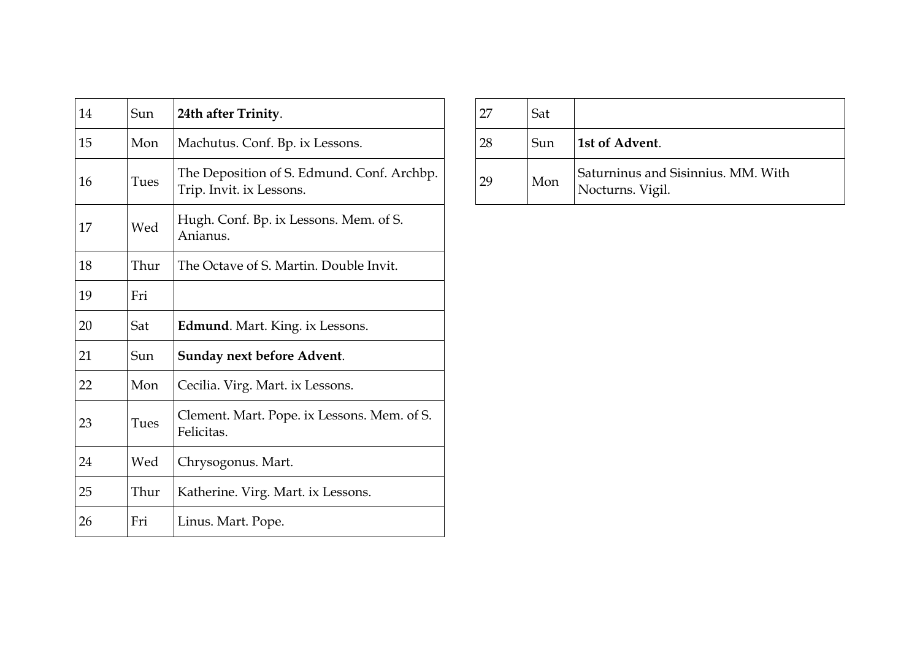| | | |
|---|---|---|
| 14 | Sun | **24th after Trinity**. |
| 15 | Mon | Machutus. Conf. Bp. ix Lessons. |
| 16 | Tues | The Deposition of S. Edmund. Conf. Archbp. Trip. Invit. ix Lessons. |
| 17 | Wed | Hugh. Conf. Bp. ix Lessons. Mem. of S. Anianus. |
| 18 | Thur | The Octave of S. Martin. Double Invit. |
| 19 | Fri | |
| 20 | Sat | **Edmund**. Mart. King. ix Lessons. |
| 21 | Sun | **Sunday next before Advent**. |
| 22 | Mon | Cecilia. Virg. Mart. ix Lessons. |
| 23 | Tues | Clement. Mart. Pope. ix Lessons. Mem. of S. Felicitas. |
| 24 | Wed | Chrysogonus. Mart. |
| 25 | Thur | Katherine. Virg. Mart. ix Lessons. |
| 26 | Fri | Linus. Mart. Pope. |
| 27 | Sat | |
| 28 | Sun | **1st of Advent**. |
| 29 | Mon | Saturninus and Sisinnius. MM. With Nocturns. Vigil. |